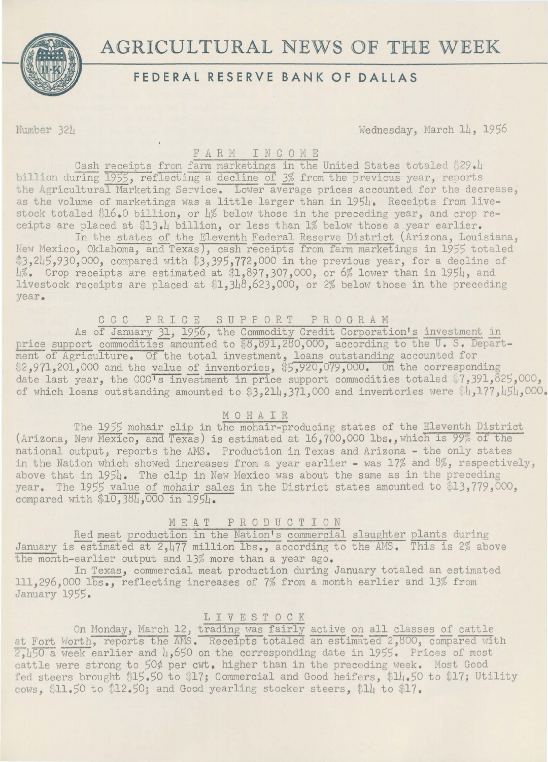# AGRICULTURAL NEWS OF THE WEEK

## FEDERAL RESERVE BANK OF DALLAS

Number 324 Wednesday, March 14, 1956

### FARM INCOME

Cash receipts from farm marketings in the United States totaled $29.4 billion during 1955, reflecting a decline of 3% from the previous year, reports the Agricultural Marketing Service. Lower average prices accounted for the decrease, as the volume of marketings was a little larger than in 1954. Receipts from livestock totaled $16.0 billion, or 4% below those in the preceding year, and crop receipts are placed at $13.4 billion, or less than 1% below those a year earlier.

In the states of the Eleventh Federal Reserve District (Arizona, Louisiana, New Mexico, Oklahoma, and Texas), cash receipts from farm marketings in 1955 totaled $3,245,930,000, compared with $3,395,772,000 in the previous year, for a decline of 4%. Crop receipts are estimated at $1,897,307,000, or 6% lower than in 1954, and livestock receipts are placed at $1,348,623,000, or 2% below those in the preceding year.

### CCC PRICE SUPPORT PROGRAM

As of January 31, 1956, the Commodity Credit Corporation's investment in price support commodities amounted to $8,891,280,000, according to the U. S. Department of Agriculture. Of the total investment, loans outstanding accounted for $2,971,201,000 and the value of inventories, $5,920,079,000. On the corresponding date last year, the CCC's investment in price support commodities totaled $7,391,825,000, of which loans outstanding amounted to $3,214,371,000 and inventories were $4,177,454,000.

### MOHAIR

The 1955 mohair clip in the mohair-producing states of the Eleventh District (Arizona, New Mexico, and Texas) is estimated at 16,700,000 lbs., which is 99% of the national output, reports the AMS. Production in Texas and Arizona - the only states in the Nation which showed increases from a year earlier - was 17% and 8%, respectively, above that in 1954. The clip in New Mexico was about the same as in the preceding year. The 1955 value of mohair sales in the District states amounted to $13,779,000, compared with $10,384,000 in 1954.

### MEAT PRODUCTION

Red meat production in the Nation's commercial slaughter plants during January is estimated at 2,477 million lbs., according to the AMS. This is 2% above the month-earlier output and 13% more than a year ago.

In Texas, commercial meat production during January totaled an estimated 111,296,000 lbs., reflecting increases of 7% from a month earlier and 13% from January 1955.

### LIVESTOCK

On Monday, March 12, trading was fairly active on all classes of cattle at Fort Worth, reports the AMS. Receipts totaled an estimated 2,800, compared with 2,450 a week earlier and 4,650 on the corresponding date in 1955. Prices of most cattle were strong to 50¢ per cwt. higher than in the preceding week. Most Good fed steers brought $15.50 to $17; Commercial and Good heifers, $14.50 to $17; Utility cows, $11.50 to $12.50; and Good yearling stocker steers, $14 to $17.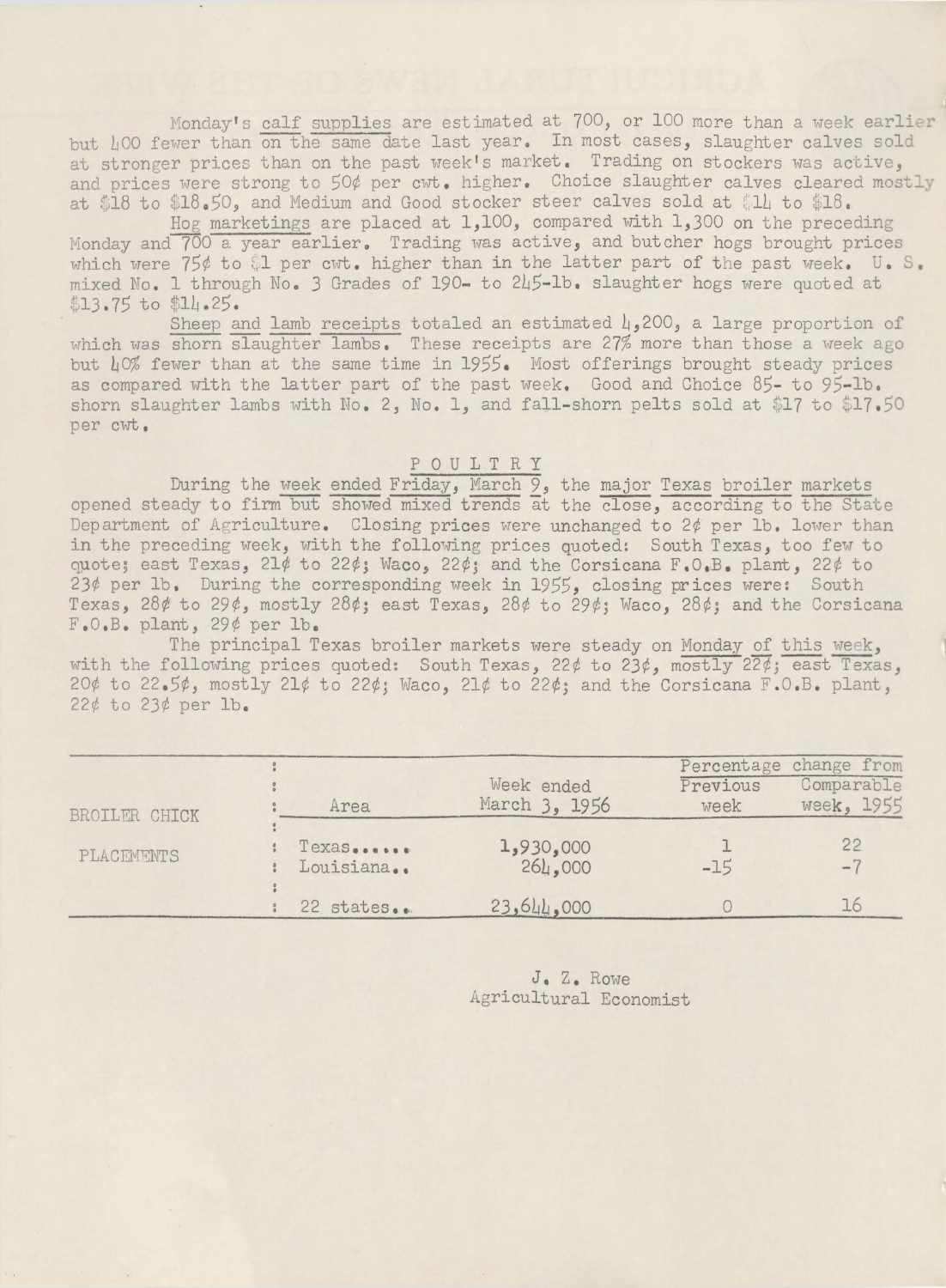Monday's calf supplies are estimated at 700, or 100 more than a week earlier but 400 fewer than on the same date last year. In most cases, slaughter calves sold at stronger prices than on the past week's market. Trading on stockers was active, and prices were strong to 50¢ per cwt. higher. Choice slaughter calves cleared mostly at $18 to $18.50, and Medium and Good stocker steer calves sold at $14 to $18.

Hog marketings are placed at 1,100, compared with 1,300 on the preceding Monday and 700 a year earlier. Trading was active, and butcher hogs brought prices which were 75¢ to $1 per cwt. higher than in the latter part of the past week. U. S. mixed No. 1 through No. 3 Grades of 190- to 245-lb. slaughter hogs were quoted at $13.75 to $14.25.

Sheep and lamb receipts totaled an estimated 4,200, a large proportion of which was shorn slaughter lambs. These receipts are 27% more than those a week ago but 40% fewer than at the same time in 1955. Most offerings brought steady prices as compared with the latter part of the past week. Good and Choice 85- to 95-lb. shorn slaughter lambs with No. 2, No. 1, and fall-shorn pelts sold at $17 to $17.50 per cwt.

## POULTRY

During the week ended Friday, March 9, the major Texas broiler markets opened steady to firm but showed mixed trends at the close, according to the State Department of Agriculture. Closing prices were unchanged to 2¢ per lb. lower than in the preceding week, with the following prices quoted: South Texas, too few to quote; east Texas, 21¢ to 22¢; Waco, 22¢; and the Corsicana F.O.B. plant, 22¢ to 23¢ per lb. During the corresponding week in 1955, closing prices were: South Texas, 28¢ to 29¢, mostly 28¢; east Texas, 28¢ to 29¢; Waco, 28¢; and the Corsicana F.O.B. plant, 29¢ per lb.

The principal Texas broiler markets were steady on Monday of this week, with the following prices quoted: South Texas, 22¢ to 23¢, mostly 22¢; east Texas, 20¢ to 22.5¢, mostly 21¢ to 22¢; Waco, 21¢ to 22¢; and the Corsicana F.O.B. plant, 22¢ to 23¢ per lb.

| | Area | Week ended March 3, 1956 | Percentage change from Previous week | Percentage change from Comparable week, 1955 |
|---|---|---|---|---|
| BROILER CHICK PLACEMENTS | Texas...... | 1,930,000 | 1 | 22 |
| | Louisiana.. | 264,000 | -15 | -7 |
| | 22 states... | 23,644,000 | 0 | 16 |

J. Z. Rowe
Agricultural Economist